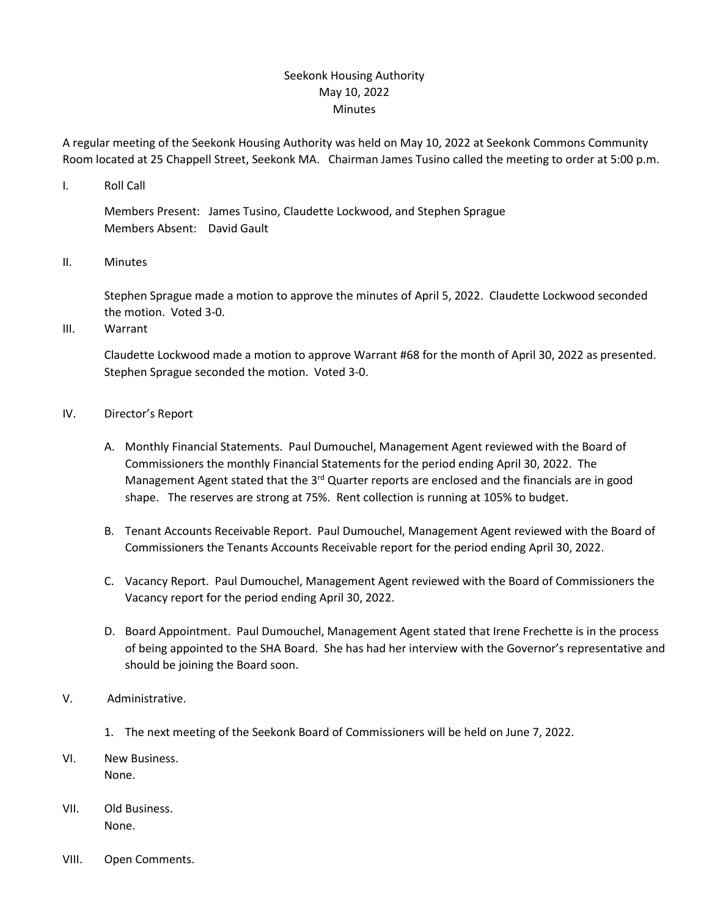# Seekonk Housing Authority
## May 10, 2022
## Minutes

A regular meeting of the Seekonk Housing Authority was held on May 10, 2022 at Seekonk Commons Community Room located at 25 Chappell Street, Seekonk MA. Chairman James Tusino called the meeting to order at 5:00 p.m.

I. Roll Call

Members Present: James Tusino, Claudette Lockwood, and Stephen Sprague
Members Absent: David Gault

II. Minutes

Stephen Sprague made a motion to approve the minutes of April 5, 2022. Claudette Lockwood seconded the motion. Voted 3-0.

III. Warrant

Claudette Lockwood made a motion to approve Warrant #68 for the month of April 30, 2022 as presented. Stephen Sprague seconded the motion. Voted 3-0.

IV. Director's Report

A. Monthly Financial Statements. Paul Dumouchel, Management Agent reviewed with the Board of Commissioners the monthly Financial Statements for the period ending April 30, 2022. The Management Agent stated that the 3rd Quarter reports are enclosed and the financials are in good shape. The reserves are strong at 75%. Rent collection is running at 105% to budget.

B. Tenant Accounts Receivable Report. Paul Dumouchel, Management Agent reviewed with the Board of Commissioners the Tenants Accounts Receivable report for the period ending April 30, 2022.

C. Vacancy Report. Paul Dumouchel, Management Agent reviewed with the Board of Commissioners the Vacancy report for the period ending April 30, 2022.

D. Board Appointment. Paul Dumouchel, Management Agent stated that Irene Frechette is in the process of being appointed to the SHA Board. She has had her interview with the Governor's representative and should be joining the Board soon.

V. Administrative.

1. The next meeting of the Seekonk Board of Commissioners will be held on June 7, 2022.

VI. New Business.
None.

VII. Old Business.
None.

VIII. Open Comments.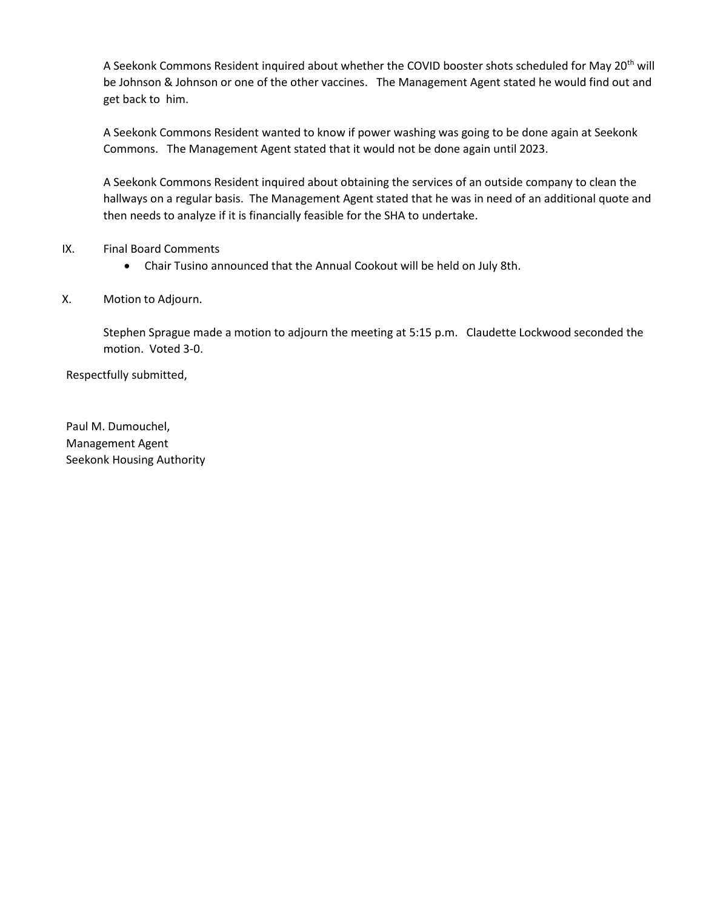A Seekonk Commons Resident inquired about whether the COVID booster shots scheduled for May 20th will be Johnson & Johnson or one of the other vaccines. The Management Agent stated he would find out and get back to him.

A Seekonk Commons Resident wanted to know if power washing was going to be done again at Seekonk Commons. The Management Agent stated that it would not be done again until 2023.

A Seekonk Commons Resident inquired about obtaining the services of an outside company to clean the hallways on a regular basis. The Management Agent stated that he was in need of an additional quote and then needs to analyze if it is financially feasible for the SHA to undertake.

IX. Final Board Comments

- Chair Tusino announced that the Annual Cookout will be held on July 8th.

X. Motion to Adjourn.

Stephen Sprague made a motion to adjourn the meeting at 5:15 p.m. Claudette Lockwood seconded the motion. Voted 3-0.

Respectfully submitted,

Paul M. Dumouchel,
Management Agent
Seekonk Housing Authority